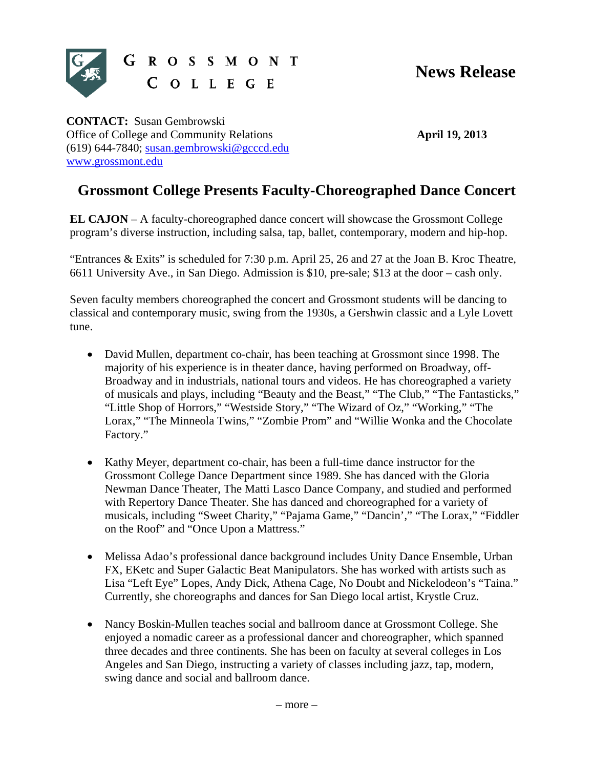GROSSMONT COLLEGE

**News Release**

**CONTACT:** Susan Gembrowski
Office of College and Community Relations
(619) 644-7840; susan.gembrowski@gcccd.edu
www.grossmont.edu

**April 19, 2013**

## Grossmont College Presents Faculty-Choreographed Dance Concert

**EL CAJON** – A faculty-choreographed dance concert will showcase the Grossmont College program's diverse instruction, including salsa, tap, ballet, contemporary, modern and hip-hop.

"Entrances & Exits" is scheduled for 7:30 p.m. April 25, 26 and 27 at the Joan B. Kroc Theatre, 6611 University Ave., in San Diego. Admission is $10, pre-sale; $13 at the door – cash only.

Seven faculty members choreographed the concert and Grossmont students will be dancing to classical and contemporary music, swing from the 1930s, a Gershwin classic and a Lyle Lovett tune.

- David Mullen, department co-chair, has been teaching at Grossmont since 1998. The majority of his experience is in theater dance, having performed on Broadway, off-Broadway and in industrials, national tours and videos. He has choreographed a variety of musicals and plays, including "Beauty and the Beast," "The Club," "The Fantasticks," "Little Shop of Horrors," "Westside Story," "The Wizard of Oz," "Working," "The Lorax," "The Minneola Twins," "Zombie Prom" and "Willie Wonka and the Chocolate Factory."

- Kathy Meyer, department co-chair, has been a full-time dance instructor for the Grossmont College Dance Department since 1989. She has danced with the Gloria Newman Dance Theater, The Matti Lasco Dance Company, and studied and performed with Repertory Dance Theater. She has danced and choreographed for a variety of musicals, including "Sweet Charity," "Pajama Game," "Dancin'," "The Lorax," "Fiddler on the Roof" and "Once Upon a Mattress."

- Melissa Adao's professional dance background includes Unity Dance Ensemble, Urban FX, EKetc and Super Galactic Beat Manipulators. She has worked with artists such as Lisa "Left Eye" Lopes, Andy Dick, Athena Cage, No Doubt and Nickelodeon's "Taina." Currently, she choreographs and dances for San Diego local artist, Krystle Cruz.

- Nancy Boskin-Mullen teaches social and ballroom dance at Grossmont College. She enjoyed a nomadic career as a professional dancer and choreographer, which spanned three decades and three continents. She has been on faculty at several colleges in Los Angeles and San Diego, instructing a variety of classes including jazz, tap, modern, swing dance and social and ballroom dance.

– more –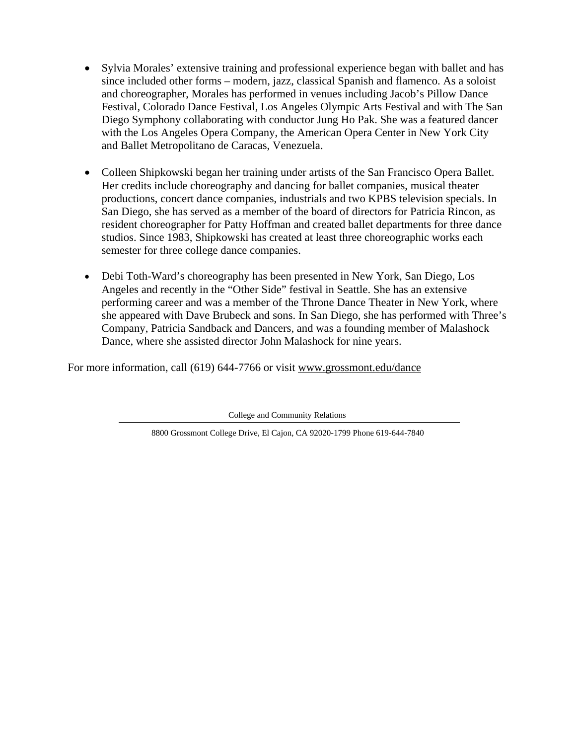- Sylvia Morales' extensive training and professional experience began with ballet and has since included other forms – modern, jazz, classical Spanish and flamenco. As a soloist and choreographer, Morales has performed in venues including Jacob's Pillow Dance Festival, Colorado Dance Festival, Los Angeles Olympic Arts Festival and with The San Diego Symphony collaborating with conductor Jung Ho Pak. She was a featured dancer with the Los Angeles Opera Company, the American Opera Center in New York City and Ballet Metropolitano de Caracas, Venezuela.

- Colleen Shipkowski began her training under artists of the San Francisco Opera Ballet. Her credits include choreography and dancing for ballet companies, musical theater productions, concert dance companies, industrials and two KPBS television specials. In San Diego, she has served as a member of the board of directors for Patricia Rincon, as resident choreographer for Patty Hoffman and created ballet departments for three dance studios. Since 1983, Shipkowski has created at least three choreographic works each semester for three college dance companies.

- Debi Toth-Ward's choreography has been presented in New York, San Diego, Los Angeles and recently in the "Other Side" festival in Seattle. She has an extensive performing career and was a member of the Throne Dance Theater in New York, where she appeared with Dave Brubeck and sons. In San Diego, she has performed with Three's Company, Patricia Sandback and Dancers, and was a founding member of Malashock Dance, where she assisted director John Malashock for nine years.

For more information, call (619) 644-7766 or visit www.grossmont.edu/dance

College and Community Relations

8800 Grossmont College Drive, El Cajon, CA 92020-1799 Phone 619-644-7840